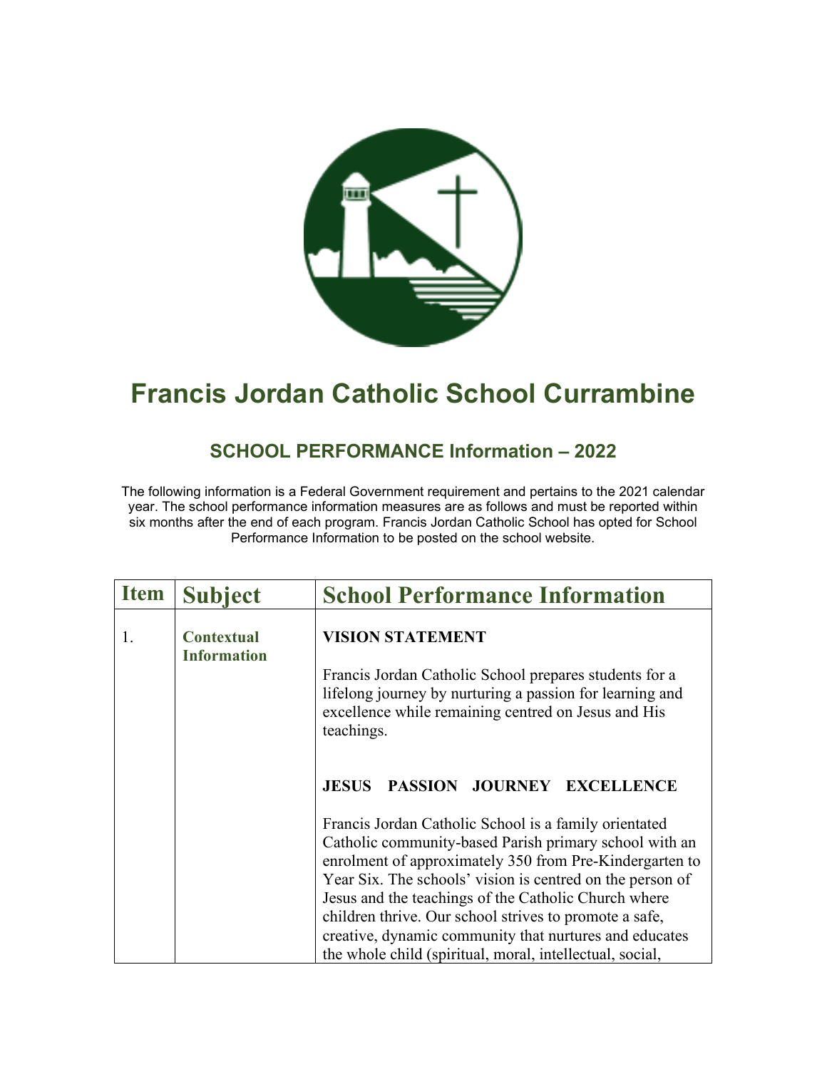# Francis Jordan Catholic School Currambine

## SCHOOL PERFORMANCE Information – 2022

The following information is a Federal Government requirement and pertains to the 2021 calendar year. The school performance information measures are as follows and must be reported within six months after the end of each program. Francis Jordan Catholic School has opted for School Performance Information to be posted on the school website.

| Item | Subject | School Performance Information |
|---|---|---|
| 1. | **Contextual Information** | **VISION STATEMENT**<br><br>Francis Jordan Catholic School prepares students for a lifelong journey by nurturing a passion for learning and excellence while remaining centred on Jesus and His teachings.<br><br>**JESUS PASSION JOURNEY EXCELLENCE**<br><br>Francis Jordan Catholic School is a family orientated Catholic community-based Parish primary school with an enrolment of approximately 350 from Pre-Kindergarten to Year Six. The schools' vision is centred on the person of Jesus and the teachings of the Catholic Church where children thrive. Our school strives to promote a safe, creative, dynamic community that nurtures and educates the whole child (spiritual, moral, intellectual, social, |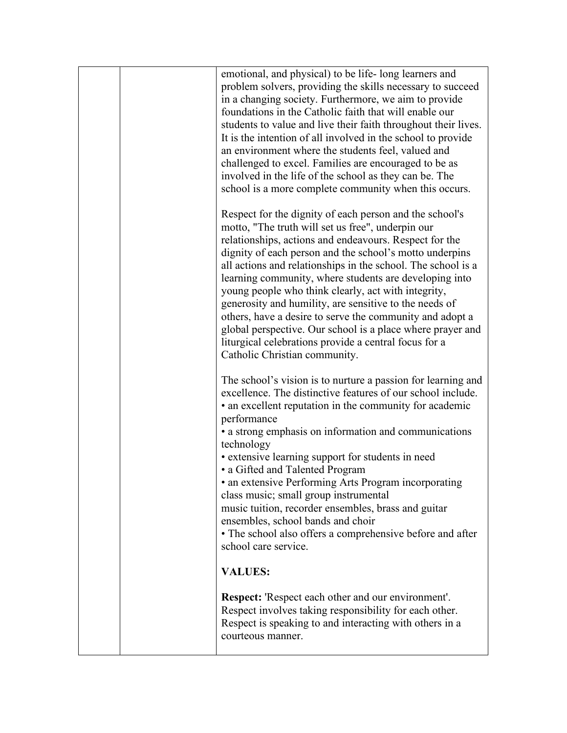| | | |
|---|---|---|
| | | emotional, and physical) to be life- long learners and problem solvers, providing the skills necessary to succeed in a changing society. Furthermore, we aim to provide foundations in the Catholic faith that will enable our students to value and live their faith throughout their lives. It is the intention of all involved in the school to provide an environment where the students feel, valued and challenged to excel. Families are encouraged to be as involved in the life of the school as they can be. The school is a more complete community when this occurs.<br><br>Respect for the dignity of each person and the school's motto, "The truth will set us free", underpin our relationships, actions and endeavours. Respect for the dignity of each person and the school's motto underpins all actions and relationships in the school. The school is a learning community, where students are developing into young people who think clearly, act with integrity, generosity and humility, are sensitive to the needs of others, have a desire to serve the community and adopt a global perspective. Our school is a place where prayer and liturgical celebrations provide a central focus for a Catholic Christian community.<br><br>The school's vision is to nurture a passion for learning and excellence. The distinctive features of our school include.<br>• an excellent reputation in the community for academic performance<br>• a strong emphasis on information and communications technology<br>• extensive learning support for students in need<br>• a Gifted and Talented Program<br>• an extensive Performing Arts Program incorporating class music; small group instrumental music tuition, recorder ensembles, brass and guitar ensembles, school bands and choir<br>• The school also offers a comprehensive before and after school care service.<br><br>**VALUES:**<br><br>**Respect:** 'Respect each other and our environment'. Respect involves taking responsibility for each other. Respect is speaking to and interacting with others in a courteous manner. |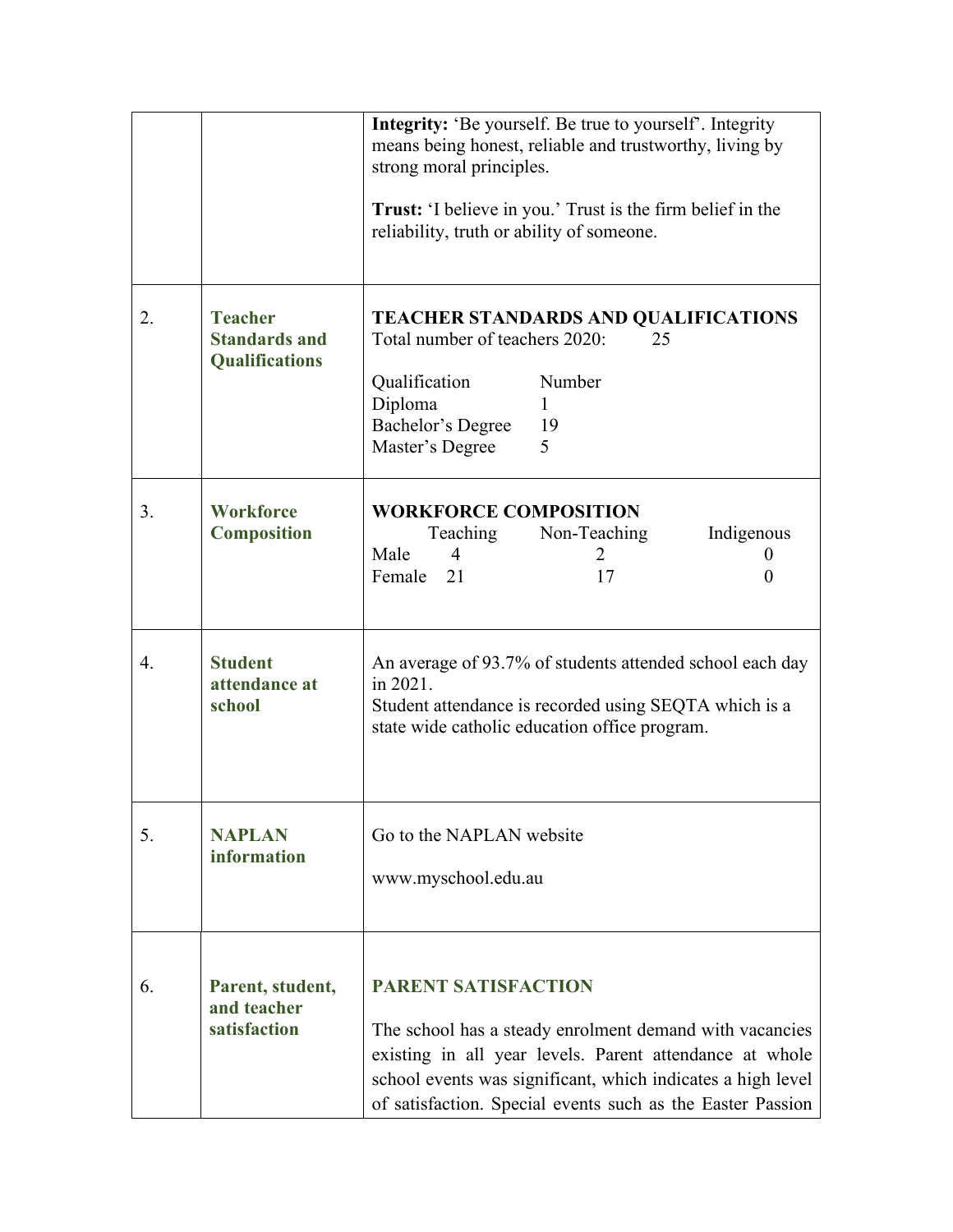| | | |
|---|---|---|
| | | **Integrity:** 'Be yourself. Be true to yourself'. Integrity means being honest, reliable and trustworthy, living by strong moral principles.<br><br>**Trust:** 'I believe in you.' Trust is the firm belief in the reliability, truth or ability of someone. |
| 2. | **Teacher Standards and Qualifications** | **TEACHER STANDARDS AND QUALIFICATIONS**<br>Total number of teachers 2020: 25<br><br>Qualification Number<br>Diploma 1<br>Bachelor's Degree 19<br>Master's Degree 5 |
| 3. | **Workforce Composition** | **WORKFORCE COMPOSITION**<br>Teaching Non-Teaching Indigenous<br>Male 4 2 0<br>Female 21 17 0 |
| 4. | **Student attendance at school** | An average of 93.7% of students attended school each day in 2021.<br>Student attendance is recorded using SEQTA which is a state wide catholic education office program. |
| 5. | **NAPLAN information** | Go to the NAPLAN website<br><br>www.myschool.edu.au |
| 6. | **Parent, student, and teacher satisfaction** | **PARENT SATISFACTION**<br><br>The school has a steady enrolment demand with vacancies existing in all year levels. Parent attendance at whole school events was significant, which indicates a high level of satisfaction. Special events such as the Easter Passion |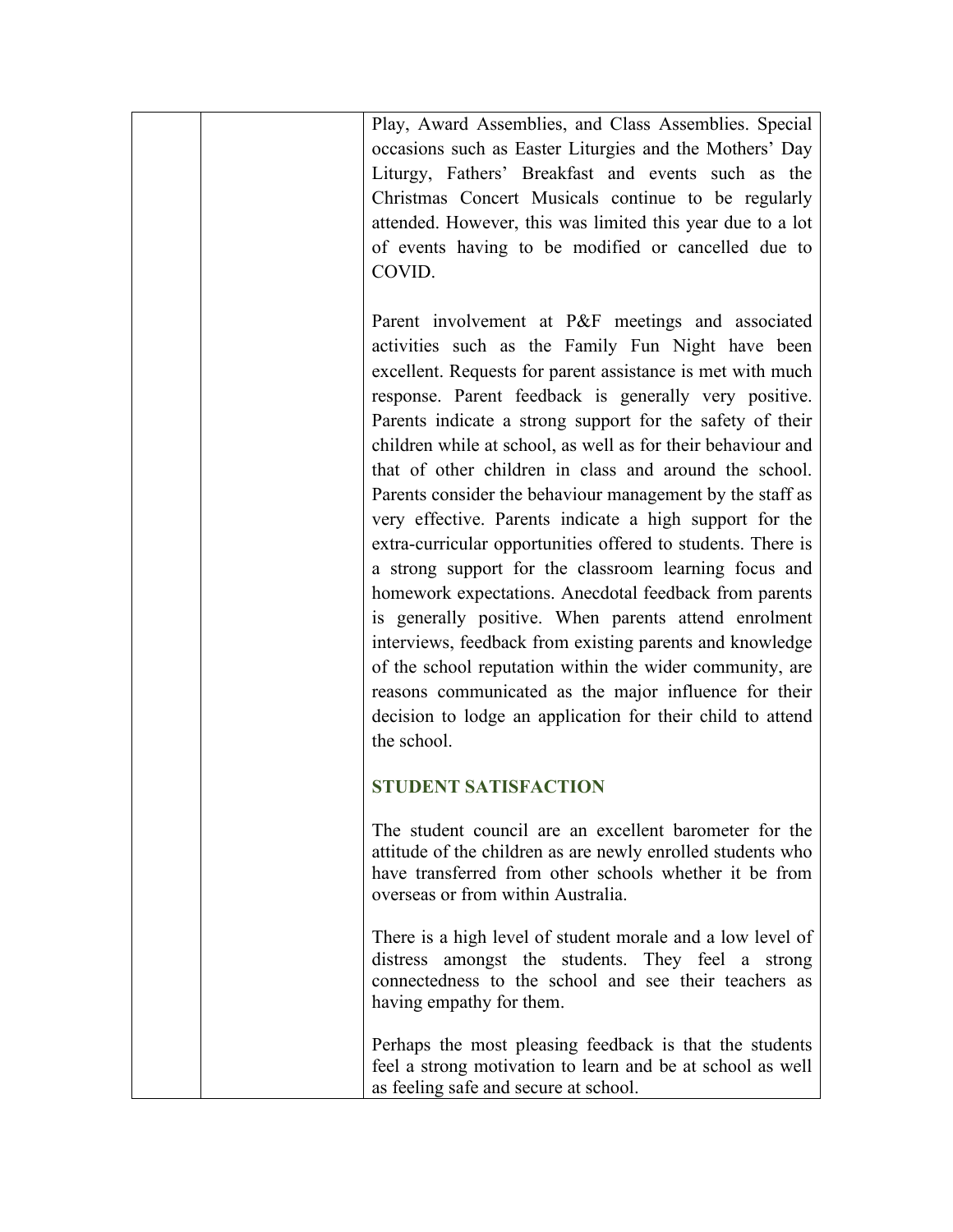| | | Play, Award Assemblies, and Class Assemblies. Special occasions such as Easter Liturgies and the Mothers' Day Liturgy, Fathers' Breakfast and events such as the Christmas Concert Musicals continue to be regularly attended. However, this was limited this year due to a lot of events having to be modified or cancelled due to COVID.<br><br>Parent involvement at P&F meetings and associated activities such as the Family Fun Night have been excellent. Requests for parent assistance is met with much response. Parent feedback is generally very positive. Parents indicate a strong support for the safety of their children while at school, as well as for their behaviour and that of other children in class and around the school. Parents consider the behaviour management by the staff as very effective. Parents indicate a high support for the extra-curricular opportunities offered to students. There is a strong support for the classroom learning focus and homework expectations. Anecdotal feedback from parents is generally positive. When parents attend enrolment interviews, feedback from existing parents and knowledge of the school reputation within the wider community, are reasons communicated as the major influence for their decision to lodge an application for their child to attend the school.<br><br>**STUDENT SATISFACTION**<br><br>The student council are an excellent barometer for the attitude of the children as are newly enrolled students who have transferred from other schools whether it be from overseas or from within Australia.<br><br>There is a high level of student morale and a low level of distress amongst the students. They feel a strong connectedness to the school and see their teachers as having empathy for them.<br><br>Perhaps the most pleasing feedback is that the students feel a strong motivation to learn and be at school as well as feeling safe and secure at school. |
|---|---|---|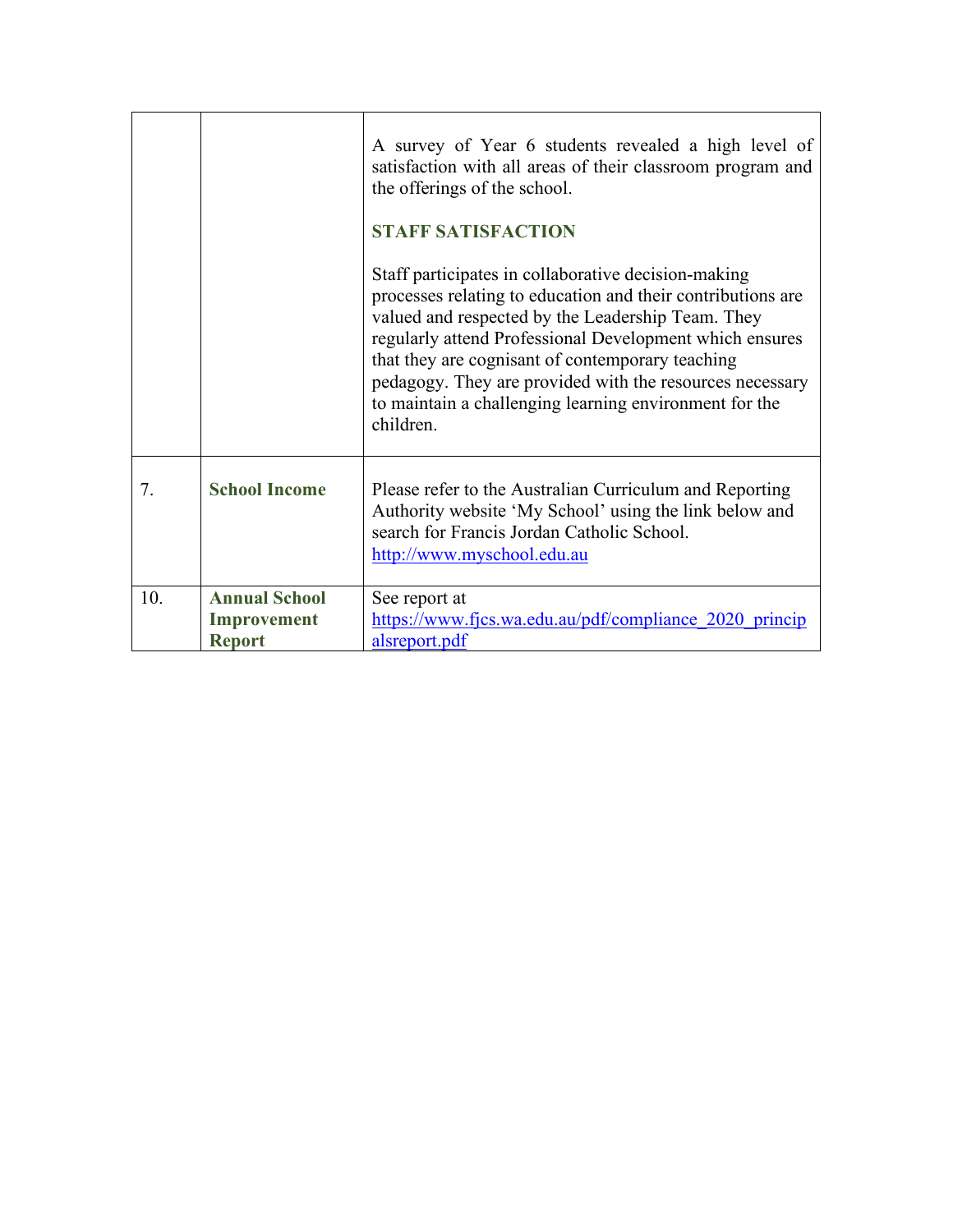| | | |
|---|---|---|
| | | A survey of Year 6 students revealed a high level of satisfaction with all areas of their classroom program and the offerings of the school.<br><br>**STAFF SATISFACTION**<br><br>Staff participates in collaborative decision-making processes relating to education and their contributions are valued and respected by the Leadership Team. They regularly attend Professional Development which ensures that they are cognisant of contemporary teaching pedagogy. They are provided with the resources necessary to maintain a challenging learning environment for the children. |
| 7. | **School Income** | Please refer to the Australian Curriculum and Reporting Authority website 'My School' using the link below and search for Francis Jordan Catholic School. [http://www.myschool.edu.au](http://www.myschool.edu.au) |
| 10. | **Annual School Improvement Report** | See report at [https://www.fjcs.wa.edu.au/pdf/compliance_2020_principalsreport.pdf](https://www.fjcs.wa.edu.au/pdf/compliance_2020_principalsreport.pdf) |